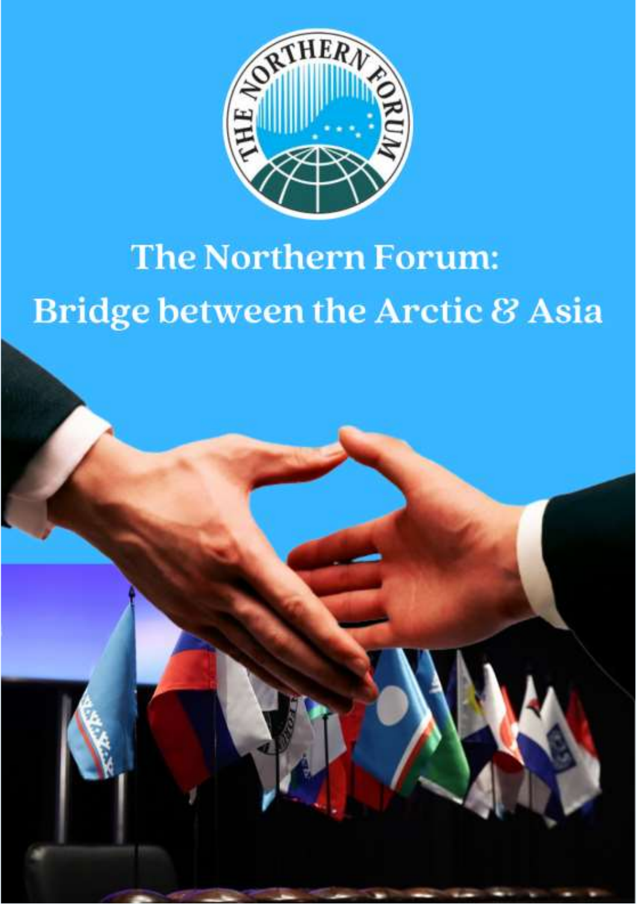# The Northern Forum: Bridge between the Arctic & Asia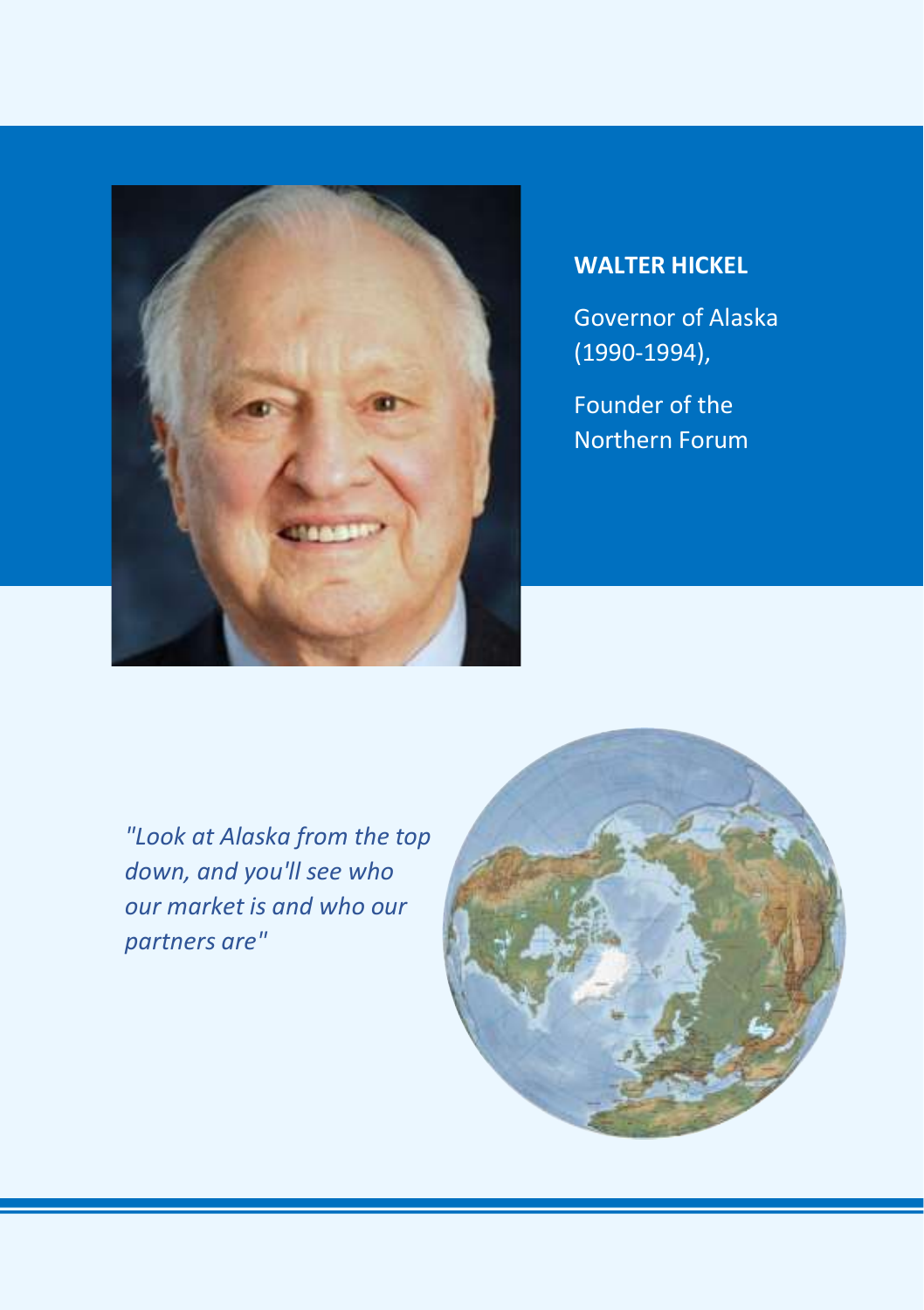**WALTER HICKEL**

Governor of Alaska (1990-1994),

Founder of the Northern Forum

*"Look at Alaska from the top down, and you'll see who our market is and who our partners are"*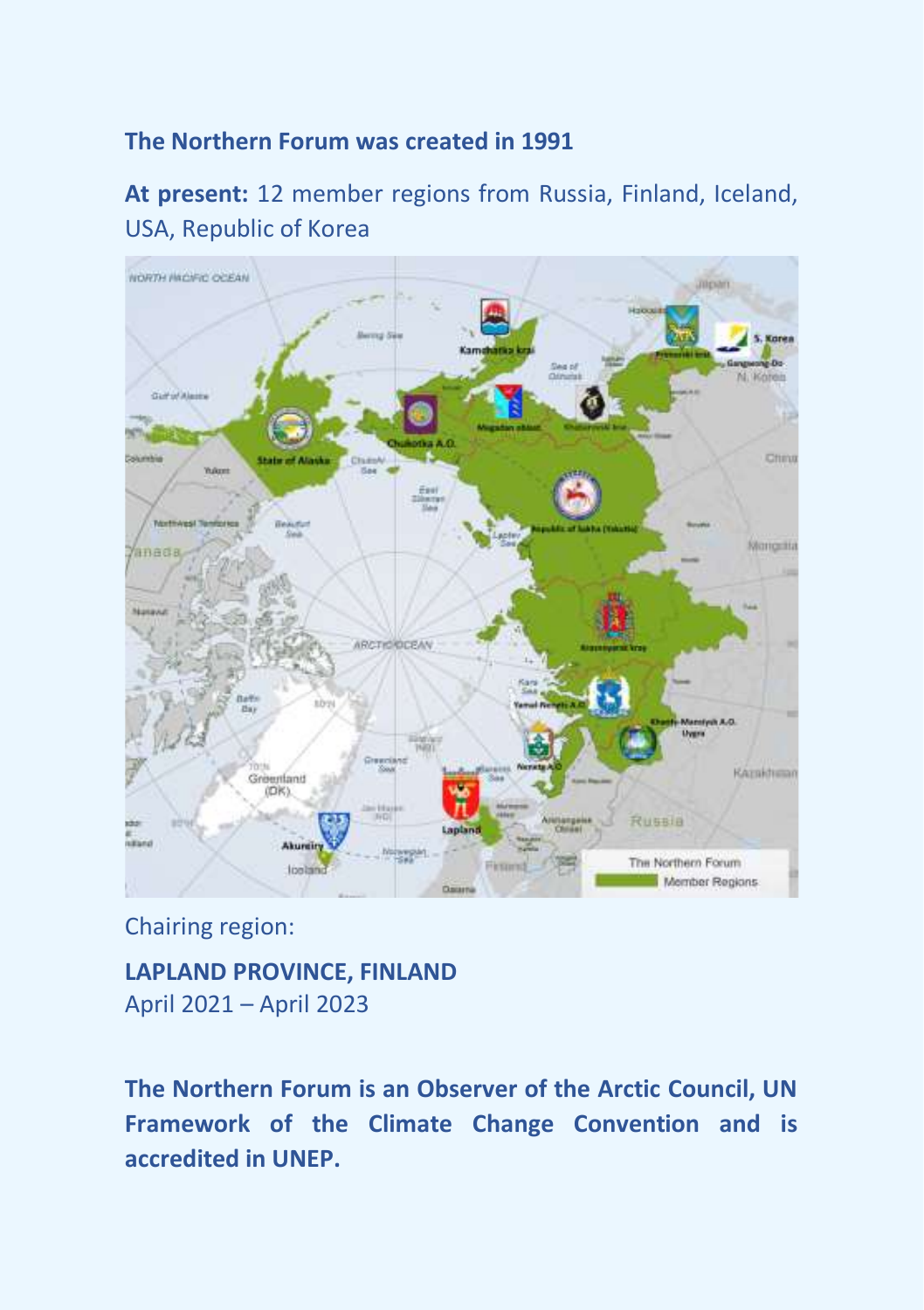**The Northern Forum was created in 1991**

**At present:** 12 member regions from Russia, Finland, Iceland, USA, Republic of Korea

Chairing region:

**LAPLAND PROVINCE, FINLAND**
April 2021 – April 2023

**The Northern Forum is an Observer of the Arctic Council, UN Framework of the Climate Change Convention and is accredited in UNEP.**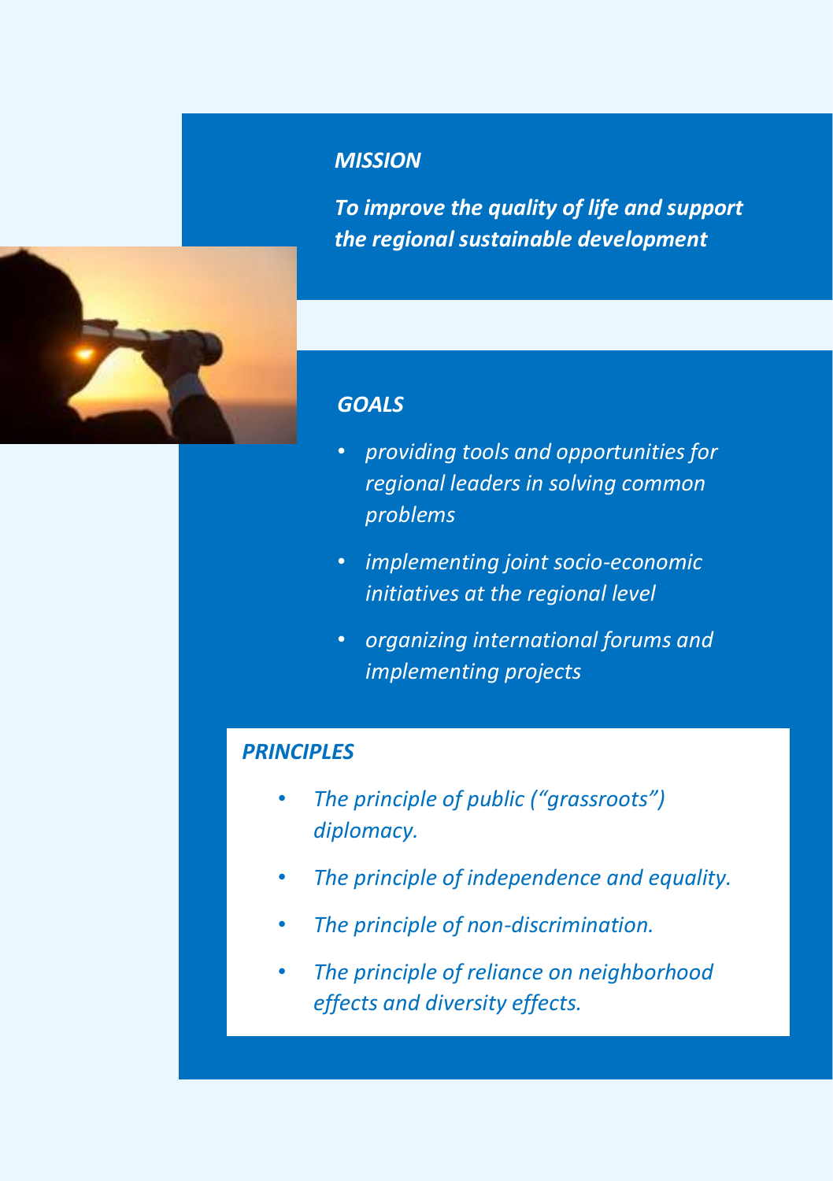## *MISSION*

***To improve the quality of life and support the regional sustainable development***

## *GOALS*

- *providing tools and opportunities for regional leaders in solving common problems*
- *implementing joint socio-economic initiatives at the regional level*
- *organizing international forums and implementing projects*

## *PRINCIPLES*

- *The principle of public ("grassroots") diplomacy.*
- *The principle of independence and equality.*
- *The principle of non-discrimination.*
- *The principle of reliance on neighborhood effects and diversity effects.*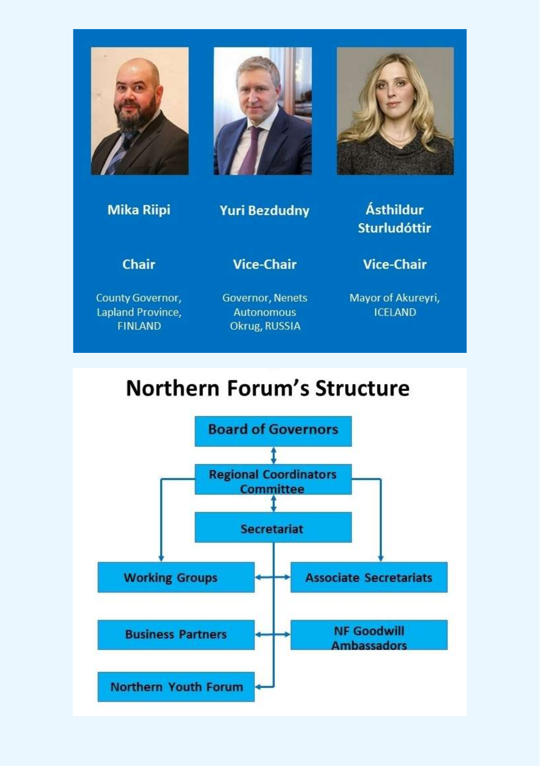| Mika Riipi | Yuri Bezdudny | Ásthildur Sturludóttir |
| --- | --- | --- |
| **Chair** | **Vice-Chair** | **Vice-Chair** |
| County Governor, Lapland Province, FINLAND | Governor, Nenets Autonomous Okrug, RUSSIA | Mayor of Akureyri, ICELAND |

## Northern Forum's Structure

- Board of Governors
- Regional Coordinators Committee
- Secretariat
- Working Groups
- Associate Secretariats
- Business Partners
- NF Goodwill Ambassadors
- Northern Youth Forum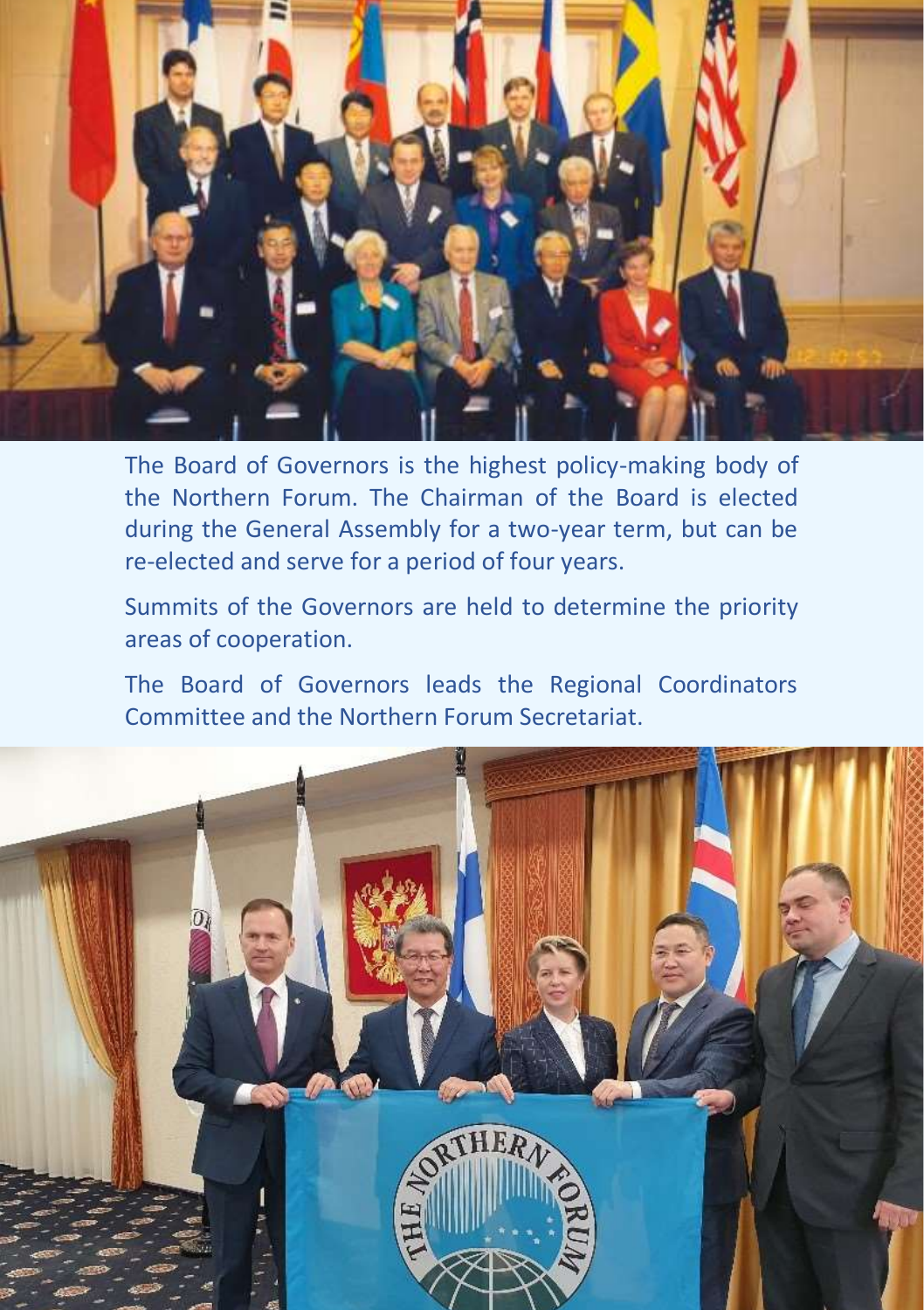The Board of Governors is the highest policy-making body of the Northern Forum. The Chairman of the Board is elected during the General Assembly for a two-year term, but can be re-elected and serve for a period of four years.

Summits of the Governors are held to determine the priority areas of cooperation.

The Board of Governors leads the Regional Coordinators Committee and the Northern Forum Secretariat.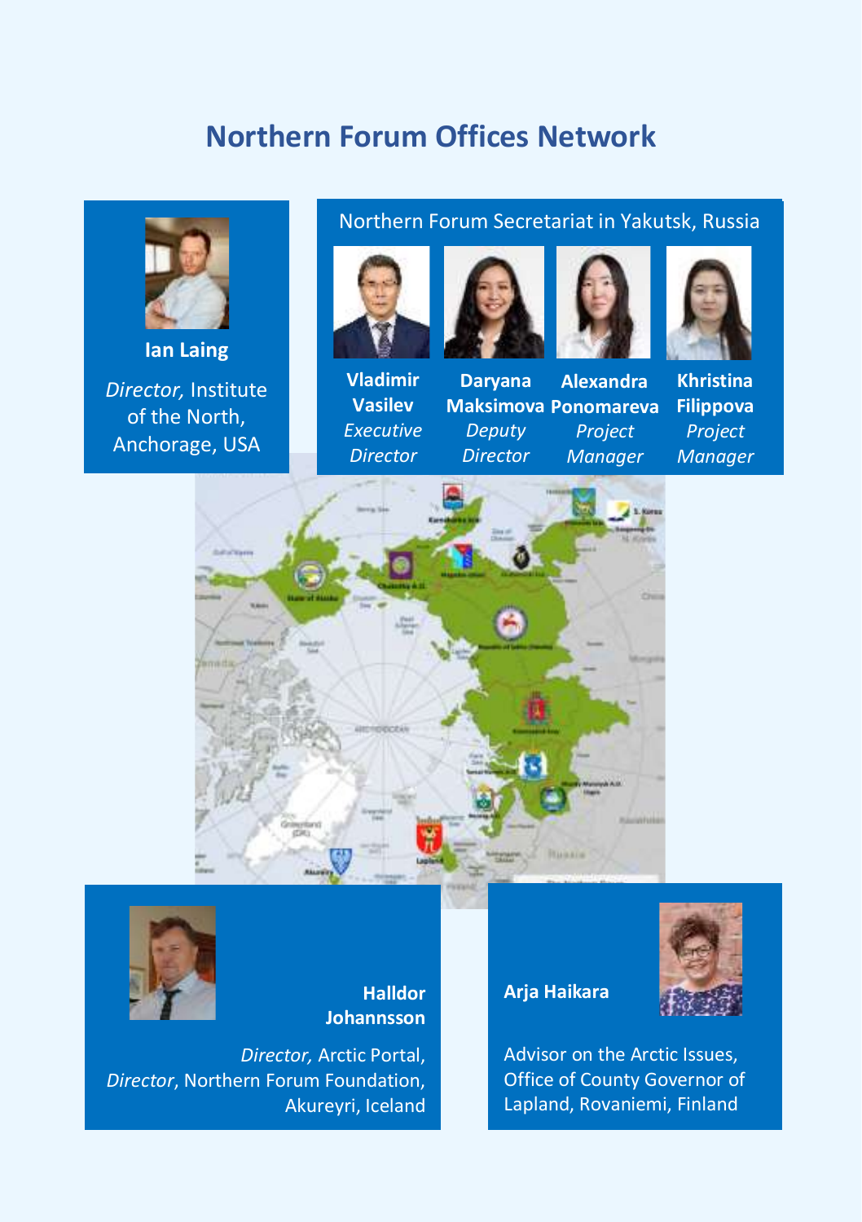# Northern Forum Offices Network

**Ian Laing**

*Director,* Institute of the North, Anchorage, USA

Northern Forum Secretariat in Yakutsk, Russia

**Vladimir Vasilev**
*Executive Director*

**Daryana Maksimova**
*Deputy Director*

**Alexandra Ponomareva**
*Project Manager*

**Khristina Filippova**
*Project Manager*

**Halldor Johannsson**

*Director,* Arctic Portal, *Director*, Northern Forum Foundation, Akureyri, Iceland

**Arja Haikara**

Advisor on the Arctic Issues, Office of County Governor of Lapland, Rovaniemi, Finland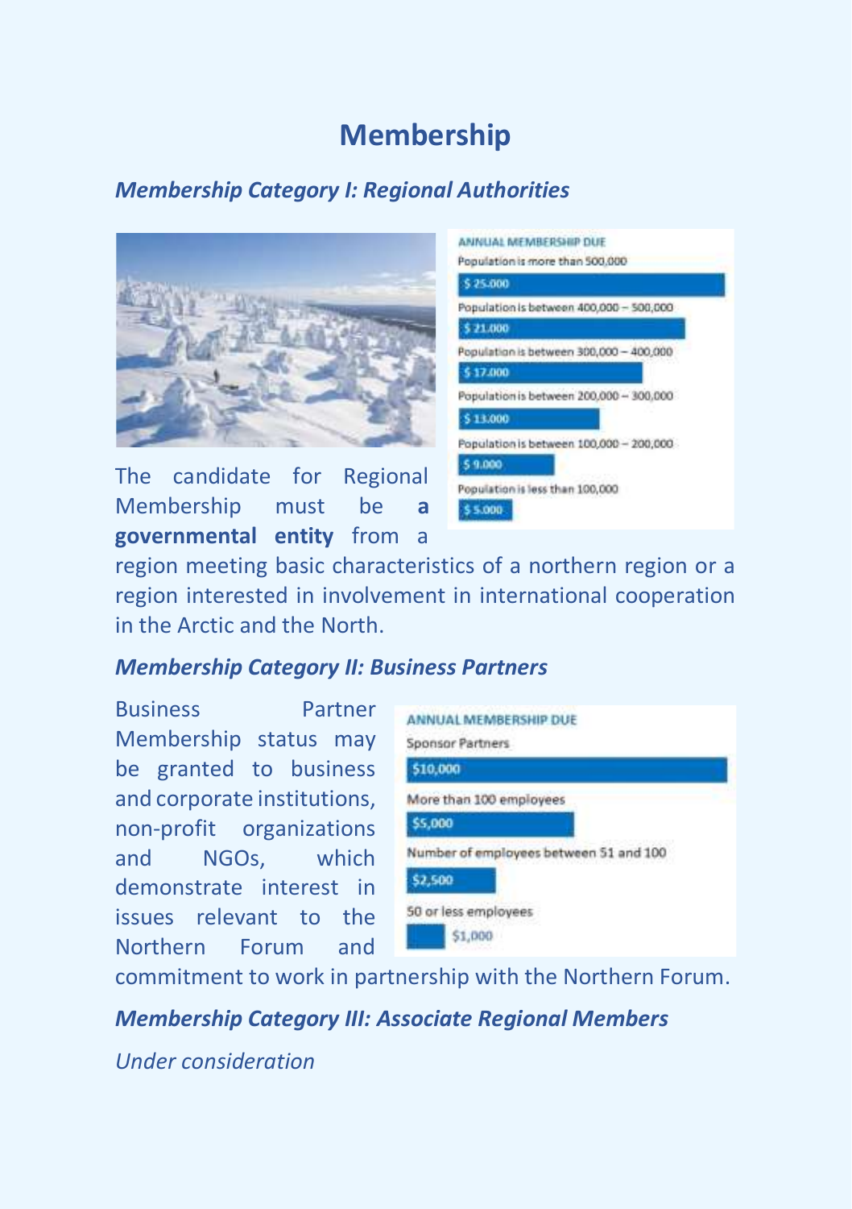# Membership

### *Membership Category I: Regional Authorities*

ANNUAL MEMBERSHIP DUE

| Population | Annual Membership Due |
| --- | --- |
| Population is more than 500,000 | $ 25.000 |
| Population is between 400,000 – 500,000 | $ 21.000 |
| Population is between 300,000 – 400,000 | $ 17.000 |
| Population is between 200,000 – 300,000 | $ 13.000 |
| Population is between 100,000 – 200,000 | $ 9.000 |
| Population is less than 100,000 | $ 5.000 |

The candidate for Regional Membership must be **a governmental entity** from a region meeting basic characteristics of a northern region or a region interested in involvement in international cooperation in the Arctic and the North.

### *Membership Category II: Business Partners*

ANNUAL MEMBERSHIP DUE

| Category | Annual Membership Due |
| --- | --- |
| Sponsor Partners | $10,000 |
| More than 100 employees | $5,000 |
| Number of employees between 51 and 100 | $2,500 |
| 50 or less employees | $1,000 |

Business Partner Membership status may be granted to business and corporate institutions, non-profit organizations and NGOs, which demonstrate interest in issues relevant to the Northern Forum and commitment to work in partnership with the Northern Forum.

### *Membership Category III: Associate Regional Members*

*Under consideration*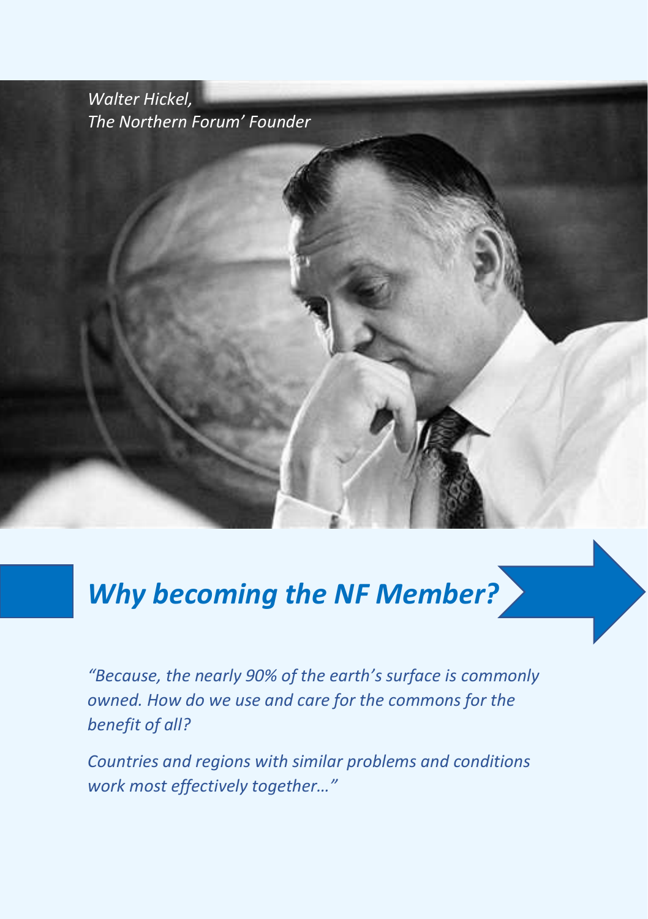*Walter Hickel,*
*The Northern Forum' Founder*

## *Why becoming the NF Member?*

*"Because, the nearly 90% of the earth's surface is commonly owned. How do we use and care for the commons for the benefit of all?*

*Countries and regions with similar problems and conditions work most effectively together…"*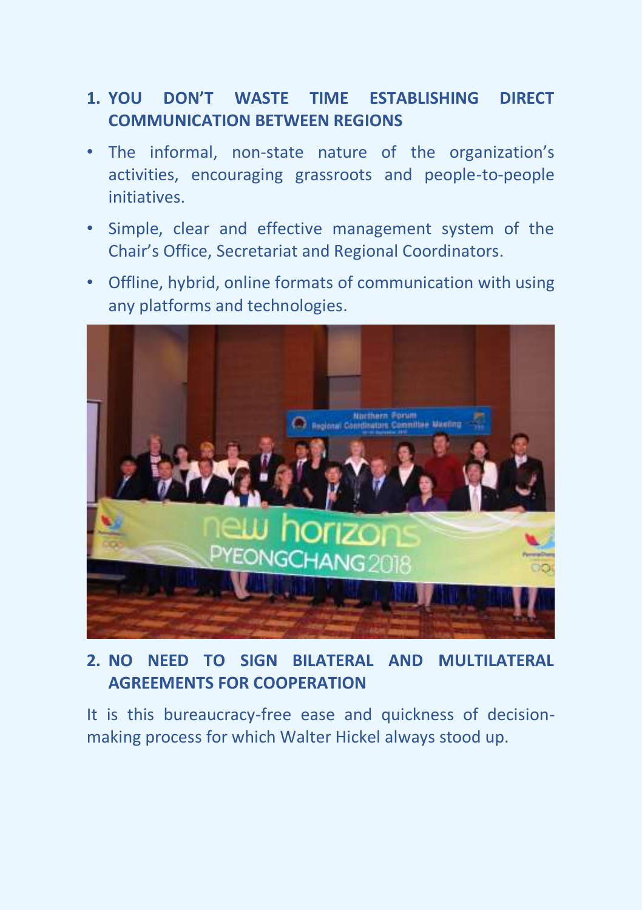1. **YOU DON'T WASTE TIME ESTABLISHING DIRECT COMMUNICATION BETWEEN REGIONS**

- The informal, non-state nature of the organization's activities, encouraging grassroots and people-to-people initiatives.
- Simple, clear and effective management system of the Chair's Office, Secretariat and Regional Coordinators.
- Offline, hybrid, online formats of communication with using any platforms and technologies.

2. **NO NEED TO SIGN BILATERAL AND MULTILATERAL AGREEMENTS FOR COOPERATION**

It is this bureaucracy-free ease and quickness of decision-making process for which Walter Hickel always stood up.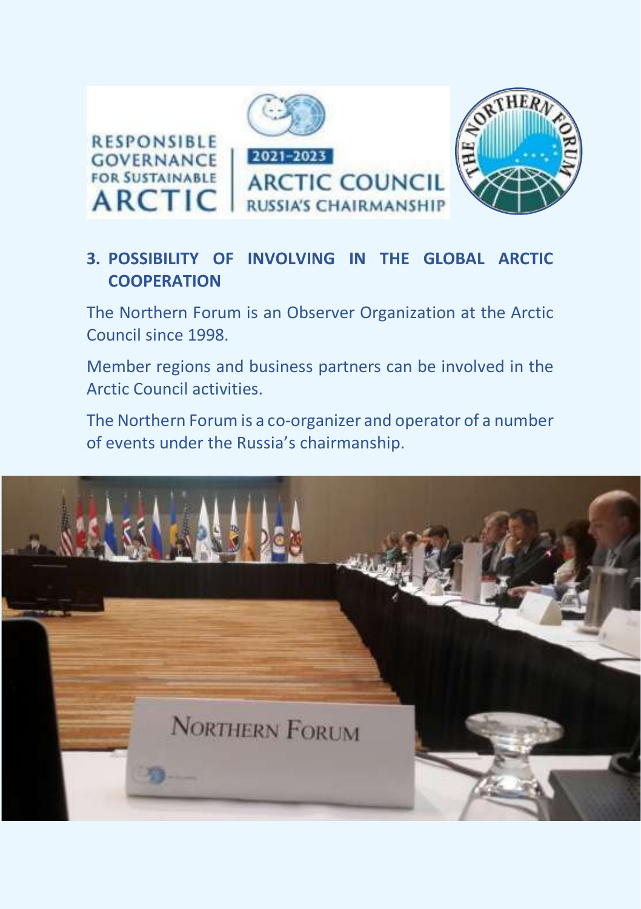## 3. POSSIBILITY OF INVOLVING IN THE GLOBAL ARCTIC COOPERATION

The Northern Forum is an Observer Organization at the Arctic Council since 1998.

Member regions and business partners can be involved in the Arctic Council activities.

The Northern Forum is a co-organizer and operator of a number of events under the Russia's chairmanship.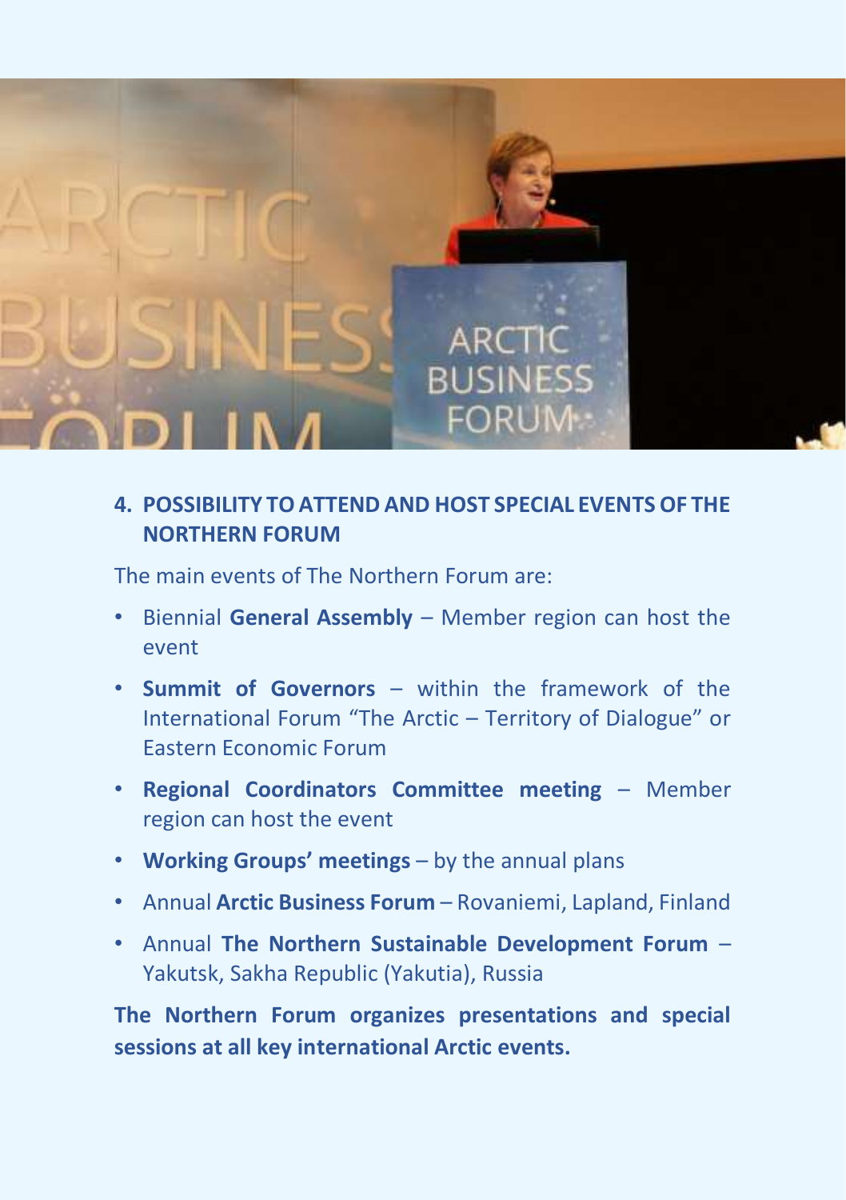## 4. POSSIBILITY TO ATTEND AND HOST SPECIAL EVENTS OF THE NORTHERN FORUM

The main events of The Northern Forum are:

- Biennial **General Assembly** – Member region can host the event
- **Summit of Governors** – within the framework of the International Forum “The Arctic – Territory of Dialogue” or Eastern Economic Forum
- **Regional Coordinators Committee meeting** – Member region can host the event
- **Working Groups’ meetings** – by the annual plans
- Annual **Arctic Business Forum** – Rovaniemi, Lapland, Finland
- Annual **The Northern Sustainable Development Forum** – Yakutsk, Sakha Republic (Yakutia), Russia

**The Northern Forum organizes presentations and special sessions at all key international Arctic events.**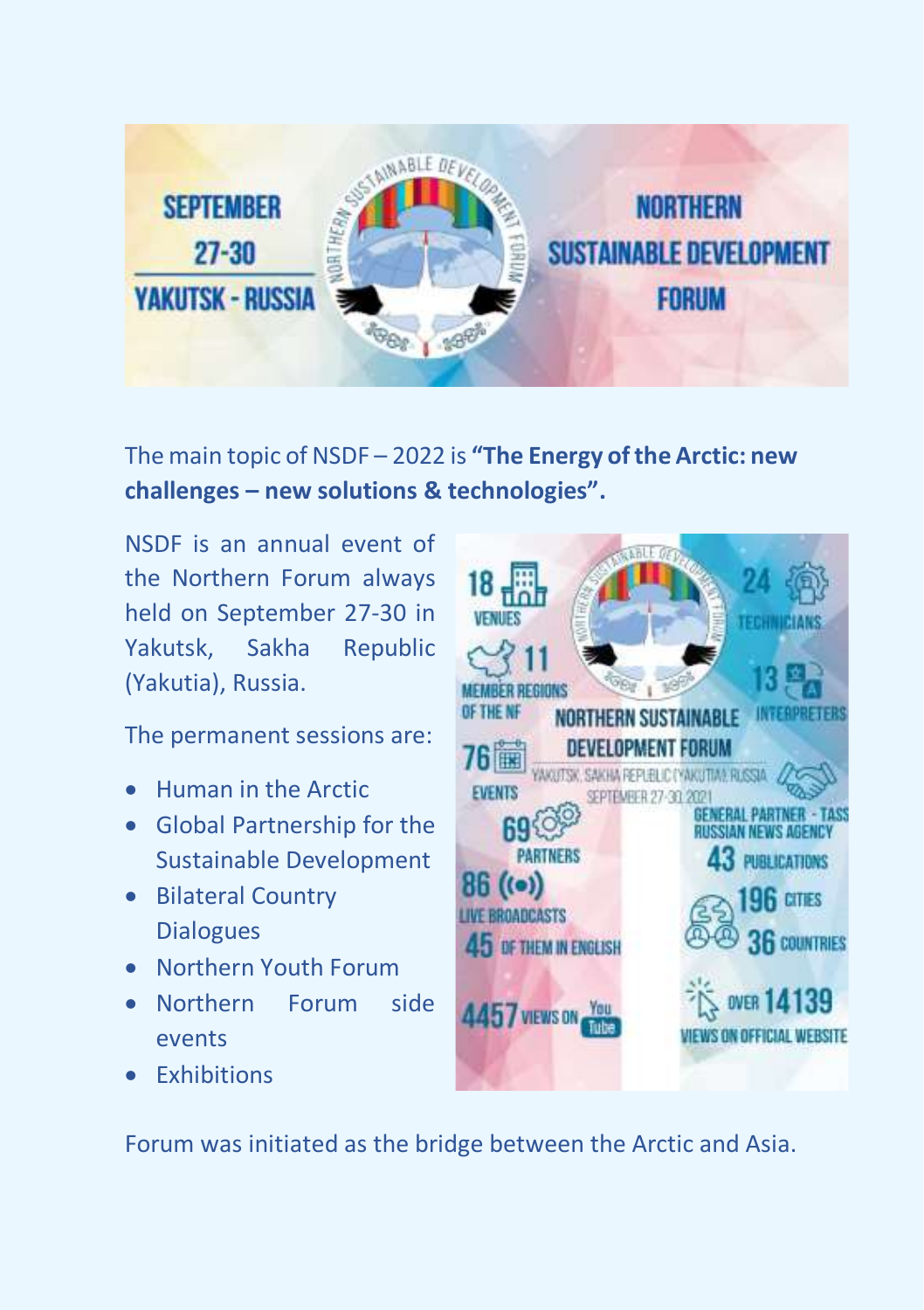SEPTEMBER 27-30 YAKUTSK - RUSSIA

NORTHERN SUSTAINABLE DEVELOPMENT FORUM

The main topic of NSDF – 2022 is **"The Energy of the Arctic: new challenges – new solutions & technologies".**

NSDF is an annual event of the Northern Forum always held on September 27-30 in Yakutsk, Sakha Republic (Yakutia), Russia.

The permanent sessions are:

- Human in the Arctic
- Global Partnership for the Sustainable Development
- Bilateral Country Dialogues
- Northern Youth Forum
- Northern Forum side events
- Exhibitions

NORTHERN SUSTAINABLE DEVELOPMENT FORUM
YAKUTSK, SAKHA REPUBLIC (YAKUTIA), RUSSIA
SEPTEMBER 27-30, 2021

- 18 VENUES
- 24 TECHNICIANS
- 11 MEMBER REGIONS OF THE NF
- 13 INTERPRETERS
- 76 EVENTS
- GENERAL PARTNER - TASS RUSSIAN NEWS AGENCY
- 69 PARTNERS
- 43 PUBLICATIONS
- 86 LIVE BROADCASTS
- 45 OF THEM IN ENGLISH
- 196 CITIES
- 36 COUNTRIES
- 4457 VIEWS ON YouTube
- OVER 14139 VIEWS ON OFFICIAL WEBSITE

Forum was initiated as the bridge between the Arctic and Asia.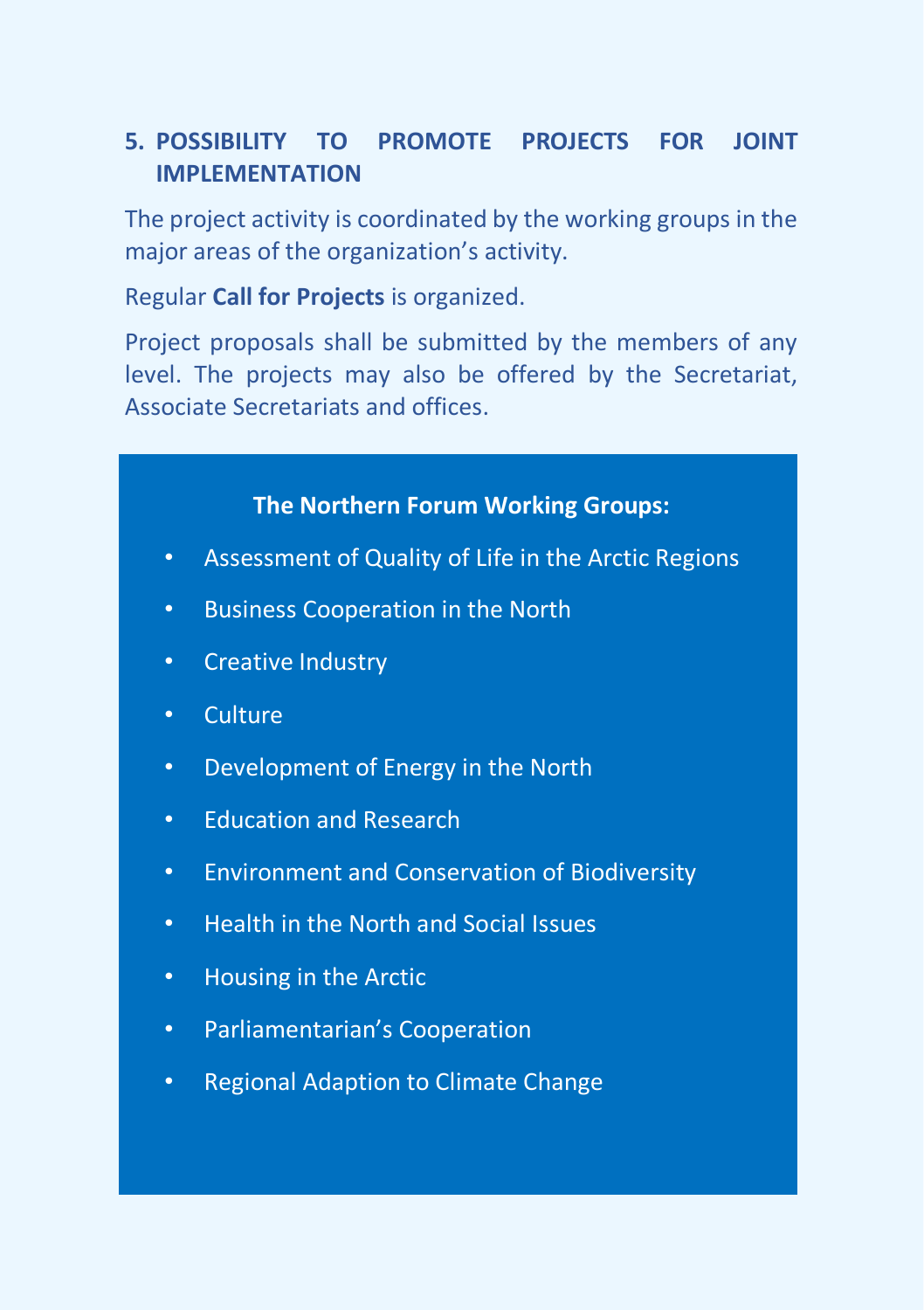## 5. POSSIBILITY TO PROMOTE PROJECTS FOR JOINT IMPLEMENTATION

The project activity is coordinated by the working groups in the major areas of the organization's activity.

Regular **Call for Projects** is organized.

Project proposals shall be submitted by the members of any level. The projects may also be offered by the Secretariat, Associate Secretariats and offices.

**The Northern Forum Working Groups:**

- Assessment of Quality of Life in the Arctic Regions
- Business Cooperation in the North
- Creative Industry
- Culture
- Development of Energy in the North
- Education and Research
- Environment and Conservation of Biodiversity
- Health in the North and Social Issues
- Housing in the Arctic
- Parliamentarian's Cooperation
- Regional Adaption to Climate Change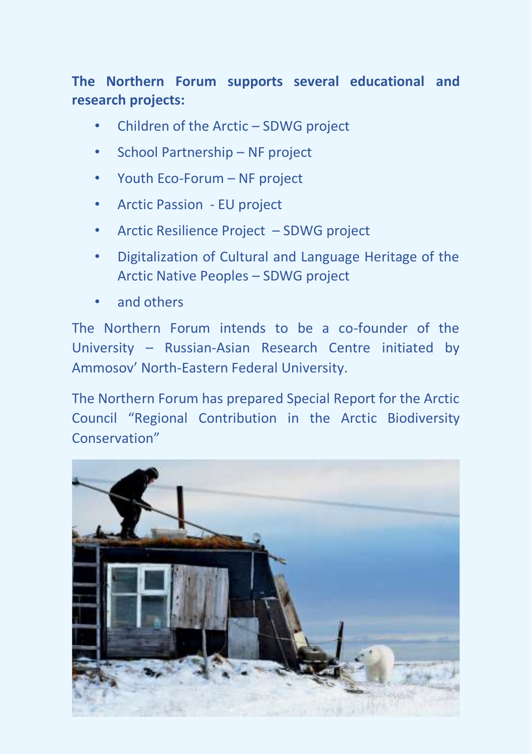**The Northern Forum supports several educational and research projects:**

- Children of the Arctic – SDWG project
- School Partnership – NF project
- Youth Eco-Forum – NF project
- Arctic Passion - EU project
- Arctic Resilience Project – SDWG project
- Digitalization of Cultural and Language Heritage of the Arctic Native Peoples – SDWG project
- and others

The Northern Forum intends to be a co-founder of the University – Russian-Asian Research Centre initiated by Ammosov' North-Eastern Federal University.

The Northern Forum has prepared Special Report for the Arctic Council "Regional Contribution in the Arctic Biodiversity Conservation"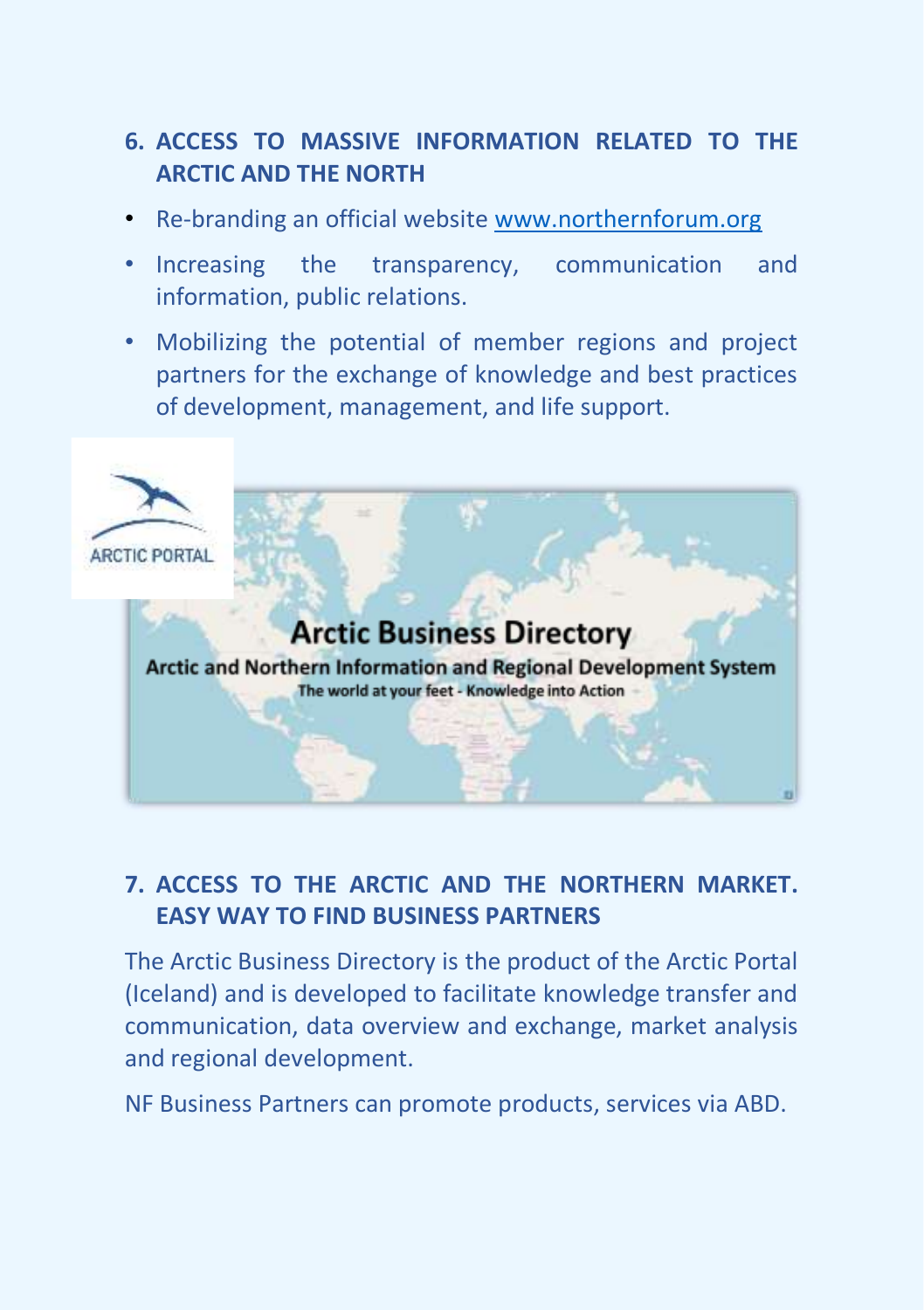## 6. ACCESS TO MASSIVE INFORMATION RELATED TO THE ARCTIC AND THE NORTH

- Re-branding an official website www.northernforum.org
- Increasing the transparency, communication and information, public relations.
- Mobilizing the potential of member regions and project partners for the exchange of knowledge and best practices of development, management, and life support.

ARCTIC PORTAL

**Arctic Business Directory**

**Arctic and Northern Information and Regional Development System**

The world at your feet - Knowledge into Action

## 7. ACCESS TO THE ARCTIC AND THE NORTHERN MARKET. EASY WAY TO FIND BUSINESS PARTNERS

The Arctic Business Directory is the product of the Arctic Portal (Iceland) and is developed to facilitate knowledge transfer and communication, data overview and exchange, market analysis and regional development.

NF Business Partners can promote products, services via ABD.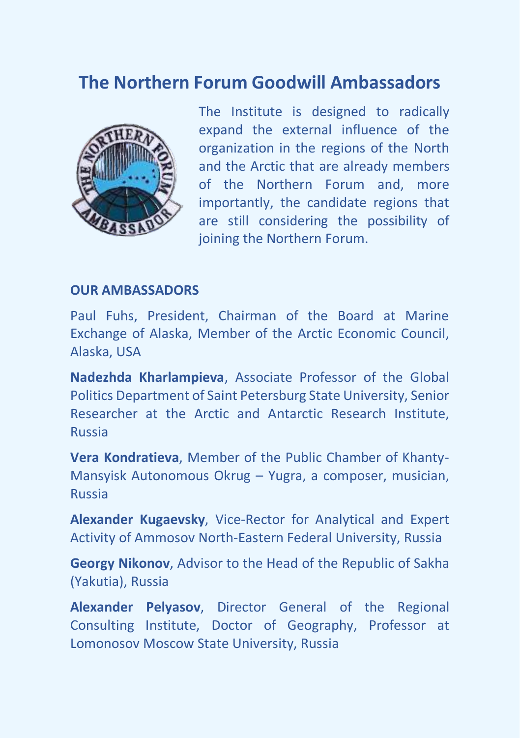# The Northern Forum Goodwill Ambassadors

The Institute is designed to radically expand the external influence of the organization in the regions of the North and the Arctic that are already members of the Northern Forum and, more importantly, the candidate regions that are still considering the possibility of joining the Northern Forum.

**OUR AMBASSADORS**

Paul Fuhs, President, Chairman of the Board at Marine Exchange of Alaska, Member of the Arctic Economic Council, Alaska, USA

**Nadezhda Kharlampieva**, Associate Professor of the Global Politics Department of Saint Petersburg State University, Senior Researcher at the Arctic and Antarctic Research Institute, Russia

**Vera Kondratieva**, Member of the Public Chamber of Khanty-Mansyisk Autonomous Okrug – Yugra, a composer, musician, Russia

**Alexander Kugaevsky**, Vice-Rector for Analytical and Expert Activity of Ammosov North-Eastern Federal University, Russia

**Georgy Nikonov**, Advisor to the Head of the Republic of Sakha (Yakutia), Russia

**Alexander Pelyasov**, Director General of the Regional Consulting Institute, Doctor of Geography, Professor at Lomonosov Moscow State University, Russia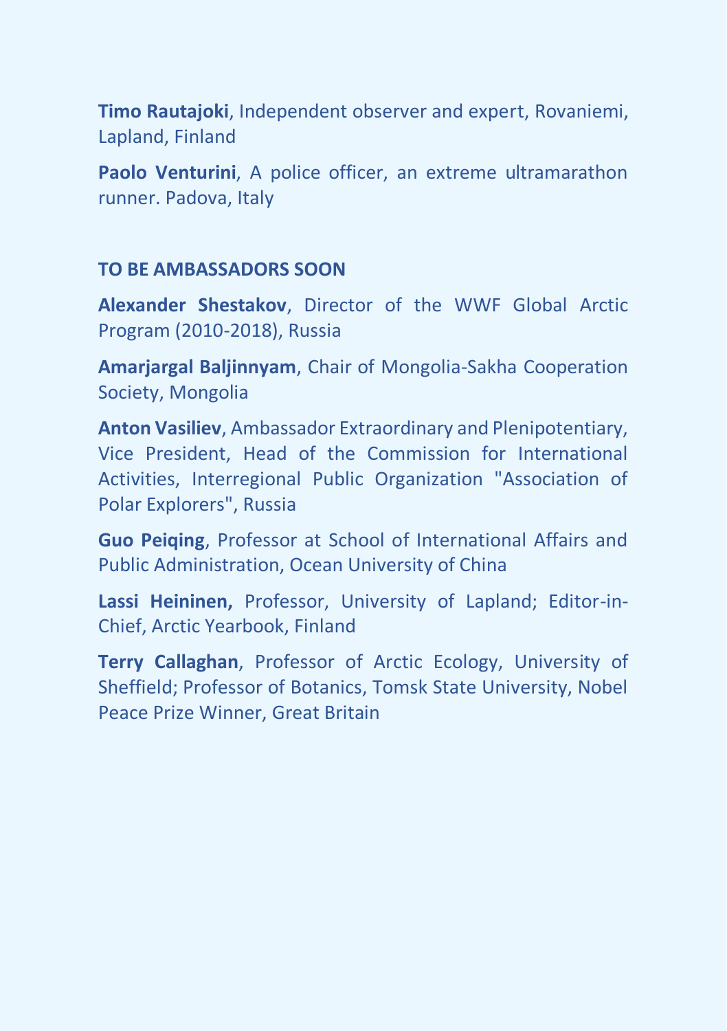**Timo Rautajoki**, Independent observer and expert, Rovaniemi, Lapland, Finland

**Paolo Venturini**, A police officer, an extreme ultramarathon runner. Padova, Italy

**TO BE AMBASSADORS SOON**

**Alexander Shestakov**, Director of the WWF Global Arctic Program (2010-2018), Russia

**Amarjargal Baljinnyam**, Chair of Mongolia-Sakha Cooperation Society, Mongolia

**Anton Vasiliev**, Ambassador Extraordinary and Plenipotentiary, Vice President, Head of the Commission for International Activities, Interregional Public Organization "Association of Polar Explorers", Russia

**Guo Peiqing**, Professor at School of International Affairs and Public Administration, Ocean University of China

**Lassi Heininen,** Professor, University of Lapland; Editor-in-Chief, Arctic Yearbook, Finland

**Terry Callaghan**, Professor of Arctic Ecology, University of Sheffield; Professor of Botanics, Tomsk State University, Nobel Peace Prize Winner, Great Britain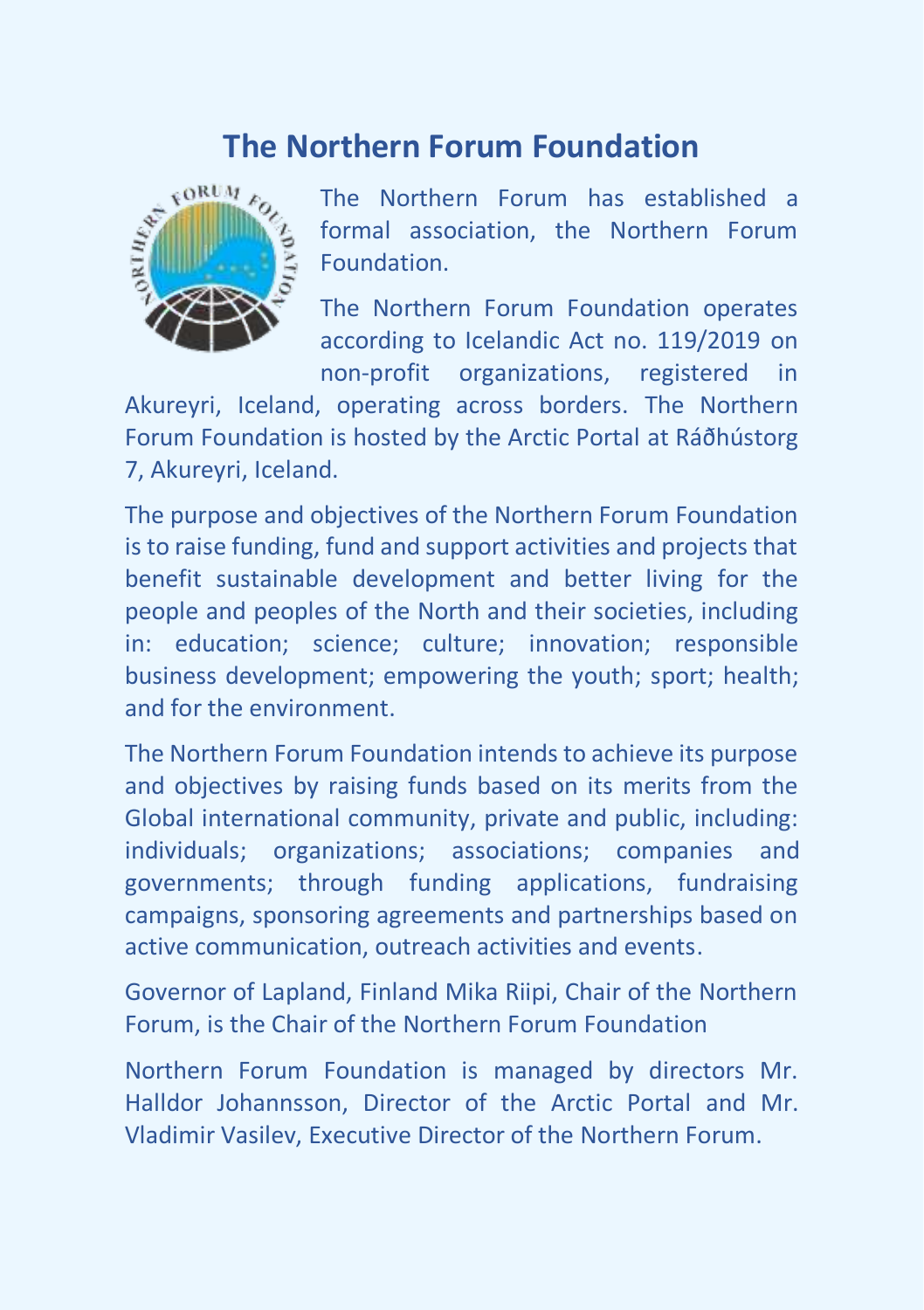# The Northern Forum Foundation

The Northern Forum has established a formal association, the Northern Forum Foundation.

The Northern Forum Foundation operates according to Icelandic Act no. 119/2019 on non-profit organizations, registered in Akureyri, Iceland, operating across borders. The Northern Forum Foundation is hosted by the Arctic Portal at Ráðhústorg 7, Akureyri, Iceland.

The purpose and objectives of the Northern Forum Foundation is to raise funding, fund and support activities and projects that benefit sustainable development and better living for the people and peoples of the North and their societies, including in: education; science; culture; innovation; responsible business development; empowering the youth; sport; health; and for the environment.

The Northern Forum Foundation intends to achieve its purpose and objectives by raising funds based on its merits from the Global international community, private and public, including: individuals; organizations; associations; companies and governments; through funding applications, fundraising campaigns, sponsoring agreements and partnerships based on active communication, outreach activities and events.

Governor of Lapland, Finland Mika Riipi, Chair of the Northern Forum, is the Chair of the Northern Forum Foundation

Northern Forum Foundation is managed by directors Mr. Halldor Johannsson, Director of the Arctic Portal and Mr. Vladimir Vasilev, Executive Director of the Northern Forum.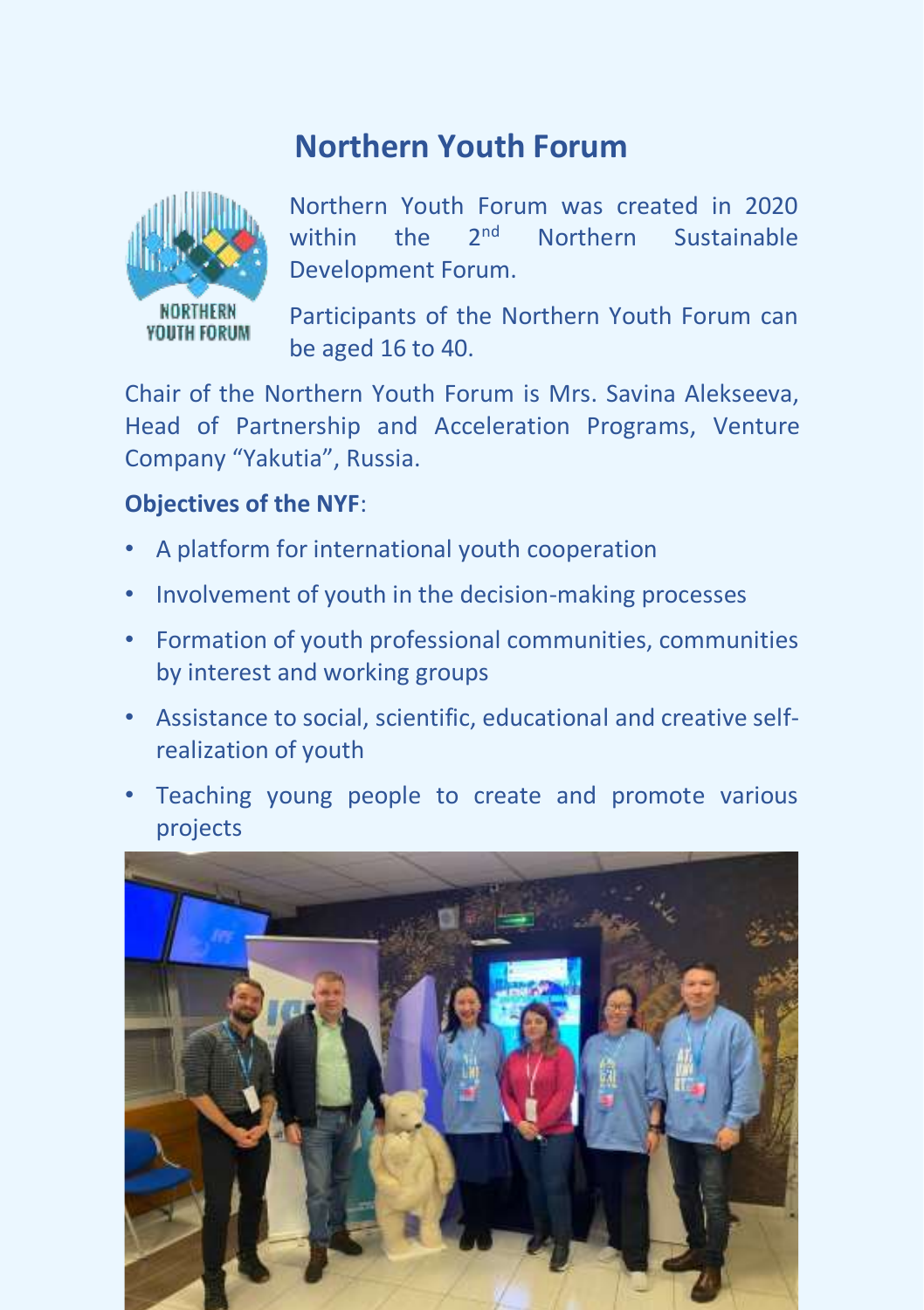# Northern Youth Forum

Northern Youth Forum was created in 2020 within the 2nd Northern Sustainable Development Forum.

Participants of the Northern Youth Forum can be aged 16 to 40.

Chair of the Northern Youth Forum is Mrs. Savina Alekseeva, Head of Partnership and Acceleration Programs, Venture Company "Yakutia", Russia.

**Objectives of the NYF**:

- A platform for international youth cooperation
- Involvement of youth in the decision-making processes
- Formation of youth professional communities, communities by interest and working groups
- Assistance to social, scientific, educational and creative self-realization of youth
- Teaching young people to create and promote various projects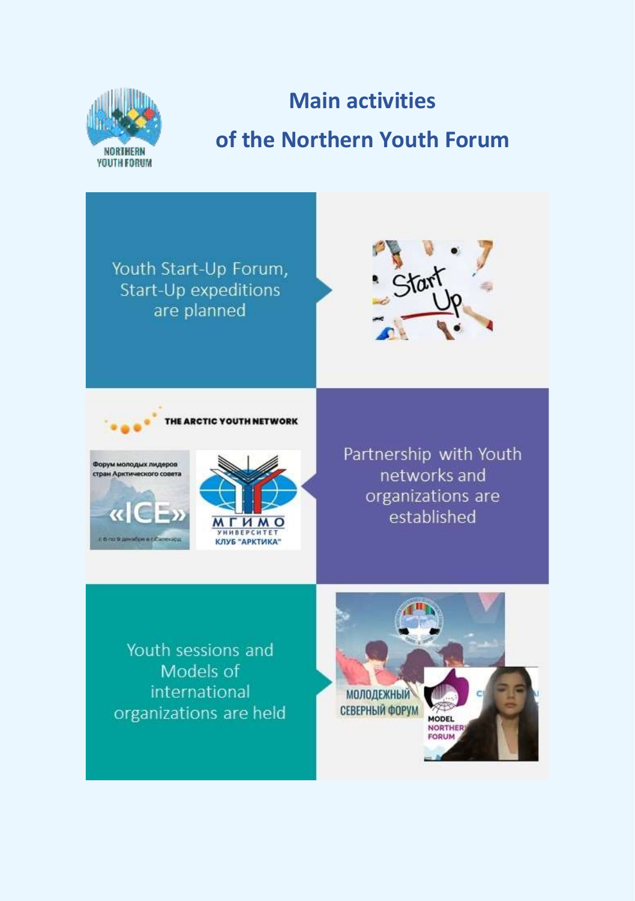# Main activities of the Northern Youth Forum

Youth Start-Up Forum, Start-Up expeditions are planned

Partnership with Youth networks and organizations are established

Youth sessions and Models of international organizations are held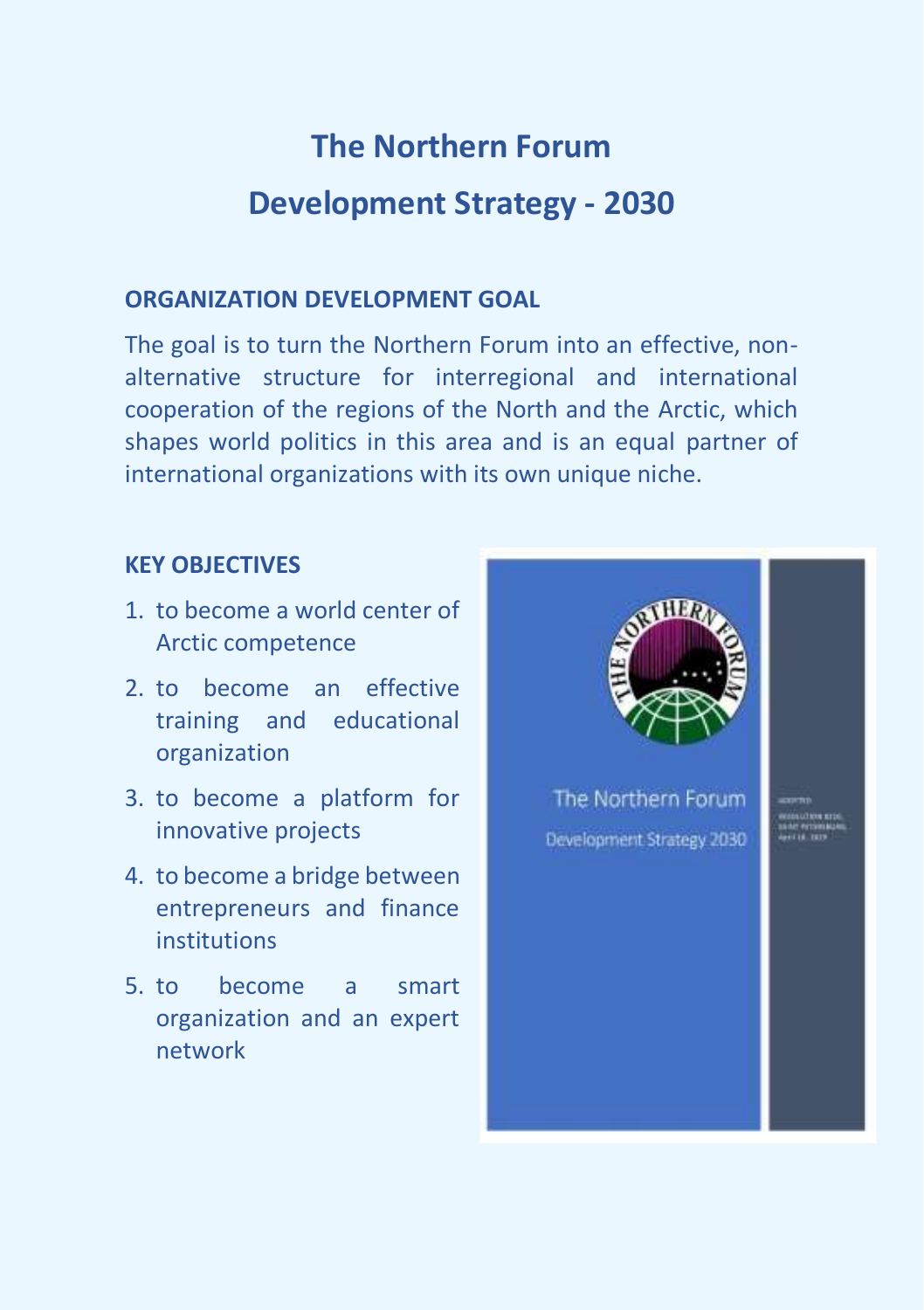# The Northern Forum

# Development Strategy - 2030

## ORGANIZATION DEVELOPMENT GOAL

The goal is to turn the Northern Forum into an effective, non-alternative structure for interregional and international cooperation of the regions of the North and the Arctic, which shapes world politics in this area and is an equal partner of international organizations with its own unique niche.

## KEY OBJECTIVES

1. to become a world center of Arctic competence
2. to become an effective training and educational organization
3. to become a platform for innovative projects
4. to become a bridge between entrepreneurs and finance institutions
5. to become a smart organization and an expert network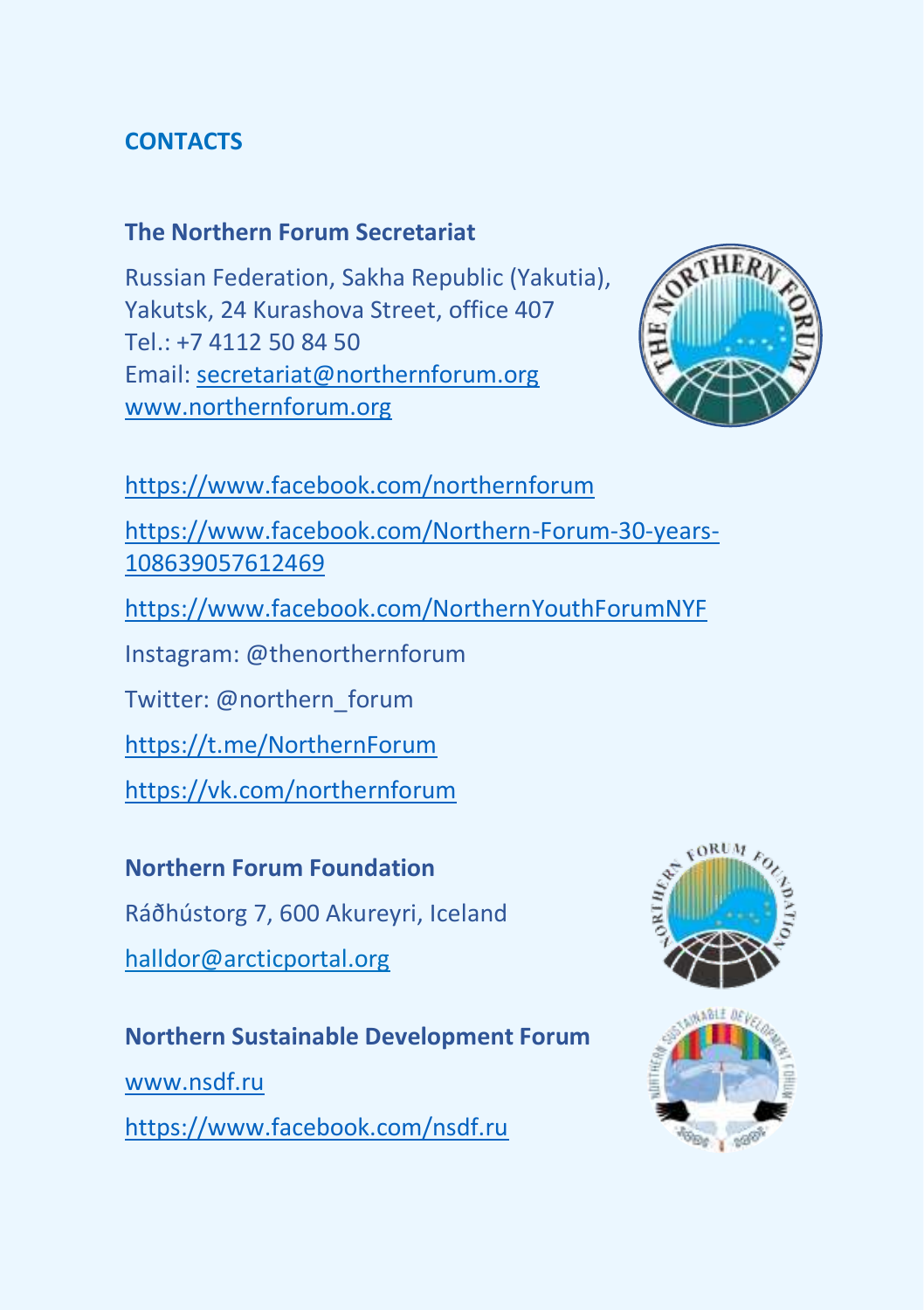## CONTACTS

### The Northern Forum Secretariat

Russian Federation, Sakha Republic (Yakutia), Yakutsk, 24 Kurashova Street, office 407
Tel.: +7 4112 50 84 50
Email: secretariat@northernforum.org
www.northernforum.org

https://www.facebook.com/northernforum

https://www.facebook.com/Northern-Forum-30-years-108639057612469

https://www.facebook.com/NorthernYouthForumNYF

Instagram: @thenorthernforum

Twitter: @northern_forum

https://t.me/NorthernForum

https://vk.com/northernforum

### Northern Forum Foundation

Ráðhústorg 7, 600 Akureyri, Iceland

halldor@arcticportal.org

### Northern Sustainable Development Forum

www.nsdf.ru

https://www.facebook.com/nsdf.ru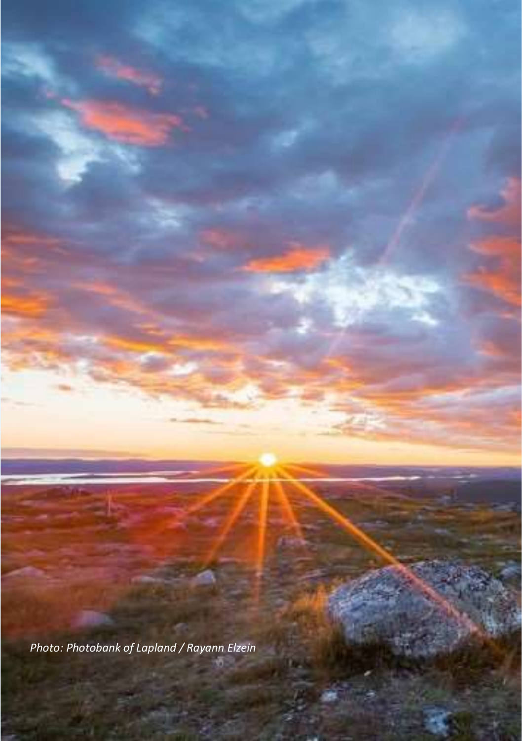*Photo: Photobank of Lapland / Rayann Elzein*